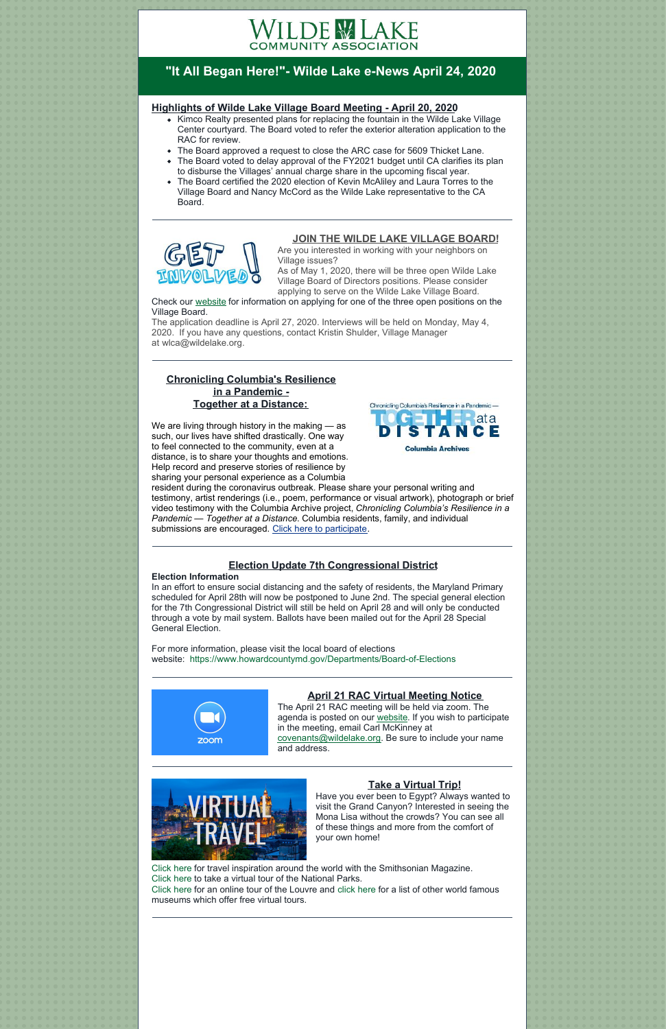# "It All Began Here!"- Wilde Lake e-News April 24, 2020

## Highlights of Wilde Lake Village Board Meeting - April 20, 2020

- Kimco Realty presented plans for replacing the fountain in the Wilde Lake Village Center courtyard. The Board voted to refer the exterior alteration application to the RAC for review.
- The Board approved a request to close the ARC case for 5609 Thicket Lane.
- The Board voted to delay approval of the FY2021 budget until CA clarifies its plan to disburse the Villages' annual charge share in the upcoming fiscal year.
- The Board certified the 2020 election of Kevin McAliley and Laura Torres to the Village Board and Nancy McCord as the Wilde Lake representative to the CA Board.

---

## JOIN THE WILDE LAKE VILLAGE BOARD!

Are you interested in working with your neighbors on Village issues?

As of May 1, 2020, there will be three open Wilde Lake Village Board of Directors positions. Please consider applying to serve on the Wilde Lake Village Board.

Check our website for information on applying for one of the three open positions on the Village Board.

The application deadline is April 27, 2020. Interviews will be held on Monday, May 4, 2020. If you have any questions, contact Kristin Shulder, Village Manager at wlca@wildelake.org.

---

## Chronicling Columbia's Resilience in a Pandemic - Together at a Distance:

We are living through history in the making — as such, our lives have shifted drastically. One way to feel connected to the community, even at a distance, is to share your thoughts and emotions. Help record and preserve stories of resilience by sharing your personal experience as a Columbia resident during the coronavirus outbreak. Please share your personal writing and testimony, artist renderings (i.e., poem, performance or visual artwork), photograph or brief video testimony with the Columbia Archive project, *Chronicling Columbia's Resilience in a Pandemic — Together at a Distance.* Columbia residents, family, and individual submissions are encouraged. Click here to participate.

---

## Election Update 7th Congressional District

**Election Information**

In an effort to ensure social distancing and the safety of residents, the Maryland Primary scheduled for April 28th will now be postponed to June 2nd. The special general election for the 7th Congressional District will still be held on April 28 and will only be conducted through a vote by mail system. Ballots have been mailed out for the April 28 Special General Election.

For more information, please visit the local board of elections website: https://www.howardcountymd.gov/Departments/Board-of-Elections

---

## April 21 RAC Virtual Meeting Notice

The April 21 RAC meeting will be held via zoom. The agenda is posted on our website. If you wish to participate in the meeting, email Carl McKinney at covenants@wildelake.org. Be sure to include your name and address.

---

## Take a Virtual Trip!

Have you ever been to Egypt? Always wanted to visit the Grand Canyon? Interested in seeing the Mona Lisa without the crowds? You can see all of these things and more from the comfort of your own home!

Click here for travel inspiration around the world with the Smithsonian Magazine.
Click here to take a virtual tour of the National Parks.
Click here for an online tour of the Louvre and click here for a list of other world famous museums which offer free virtual tours.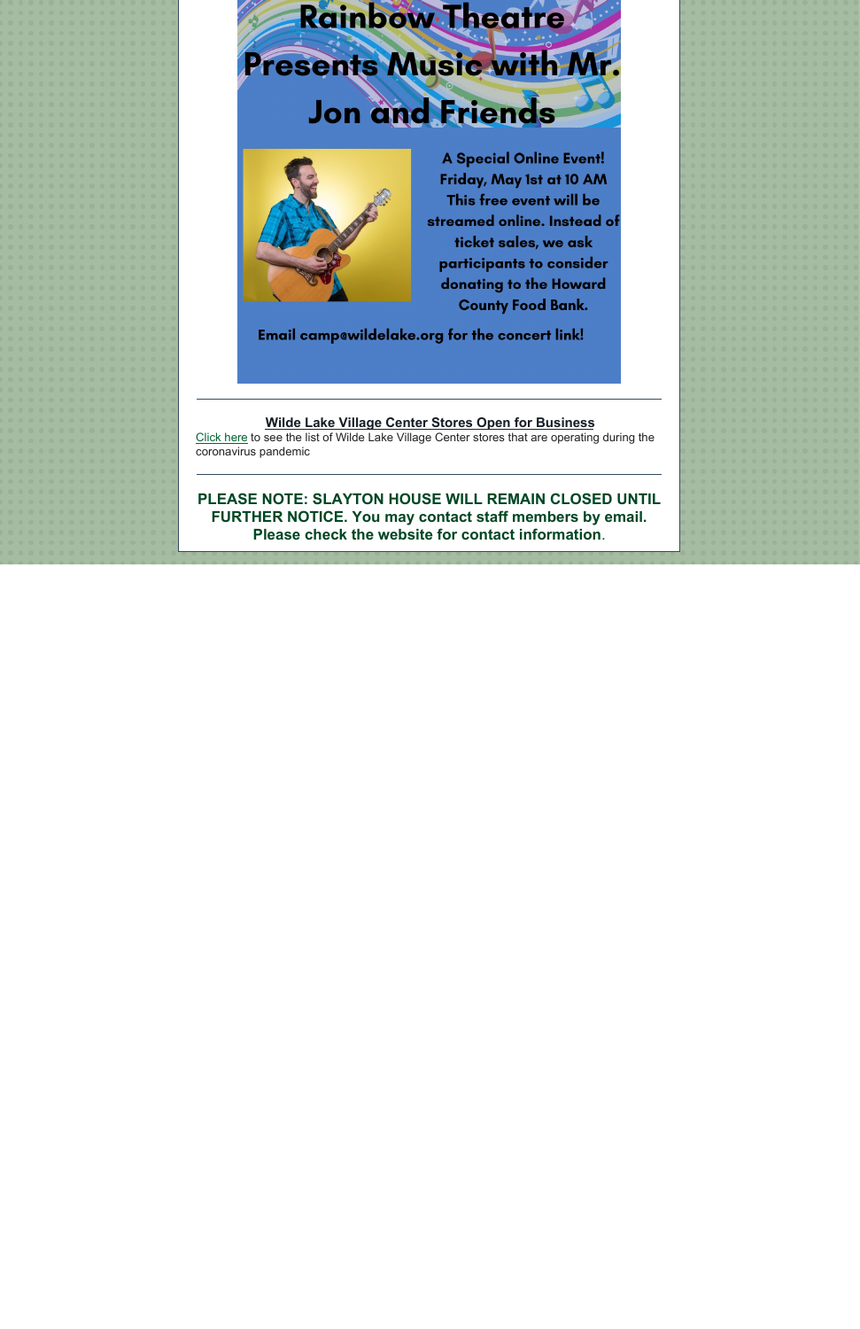# Rainbow Theatre Presents Music with Mr. Jon and Friends

**A Special Online Event!**
**Friday, May 1st at 10 AM**
**This free event will be streamed online. Instead of ticket sales, we ask participants to consider donating to the Howard County Food Bank.**

**Email camp@wildelake.org for the concert link!**

---

**Wilde Lake Village Center Stores Open for Business**

Click here to see the list of Wilde Lake Village Center stores that are operating during the coronavirus pandemic

---

**PLEASE NOTE: SLAYTON HOUSE WILL REMAIN CLOSED UNTIL FURTHER NOTICE. You may contact staff members by email. Please check the website for contact information**.